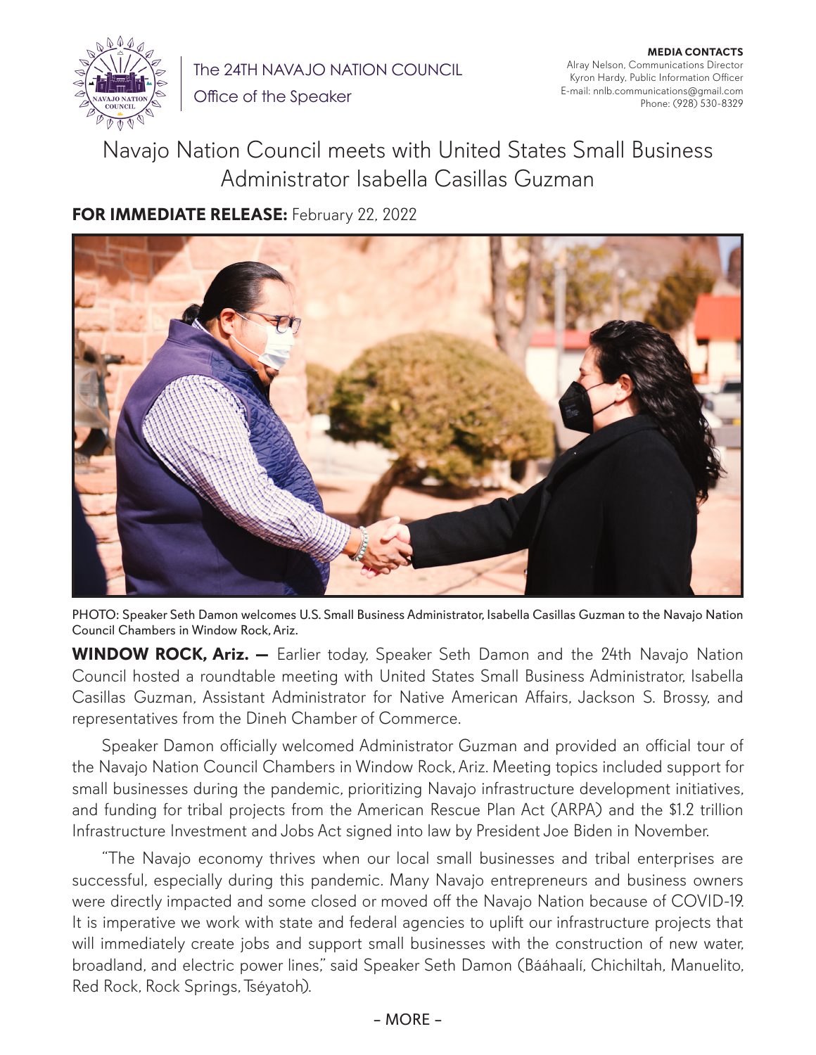The 24TH NAVAJO NATION COUNCIL
Office of the Speaker

**MEDIA CONTACTS**
Alray Nelson, Communications Director
Kyron Hardy, Public Information Officer
E-mail: nnlb.communications@gmail.com
Phone: (928) 530-8329

# Navajo Nation Council meets with United States Small Business Administrator Isabella Casillas Guzman

**FOR IMMEDIATE RELEASE:** February 22, 2022

PHOTO: Speaker Seth Damon welcomes U.S. Small Business Administrator, Isabella Casillas Guzman to the Navajo Nation Council Chambers in Window Rock, Ariz.

**WINDOW ROCK, Ariz. —** Earlier today, Speaker Seth Damon and the 24th Navajo Nation Council hosted a roundtable meeting with United States Small Business Administrator, Isabella Casillas Guzman, Assistant Administrator for Native American Affairs, Jackson S. Brossy, and representatives from the Dineh Chamber of Commerce.

Speaker Damon officially welcomed Administrator Guzman and provided an official tour of the Navajo Nation Council Chambers in Window Rock, Ariz. Meeting topics included support for small businesses during the pandemic, prioritizing Navajo infrastructure development initiatives, and funding for tribal projects from the American Rescue Plan Act (ARPA) and the $1.2 trillion Infrastructure Investment and Jobs Act signed into law by President Joe Biden in November.

"The Navajo economy thrives when our local small businesses and tribal enterprises are successful, especially during this pandemic. Many Navajo entrepreneurs and business owners were directly impacted and some closed or moved off the Navajo Nation because of COVID-19. It is imperative we work with state and federal agencies to uplift our infrastructure projects that will immediately create jobs and support small businesses with the construction of new water, broadland, and electric power lines," said Speaker Seth Damon (Bááhaalí, Chichiltah, Manuelito, Red Rock, Rock Springs, Tséyatoh).

– MORE –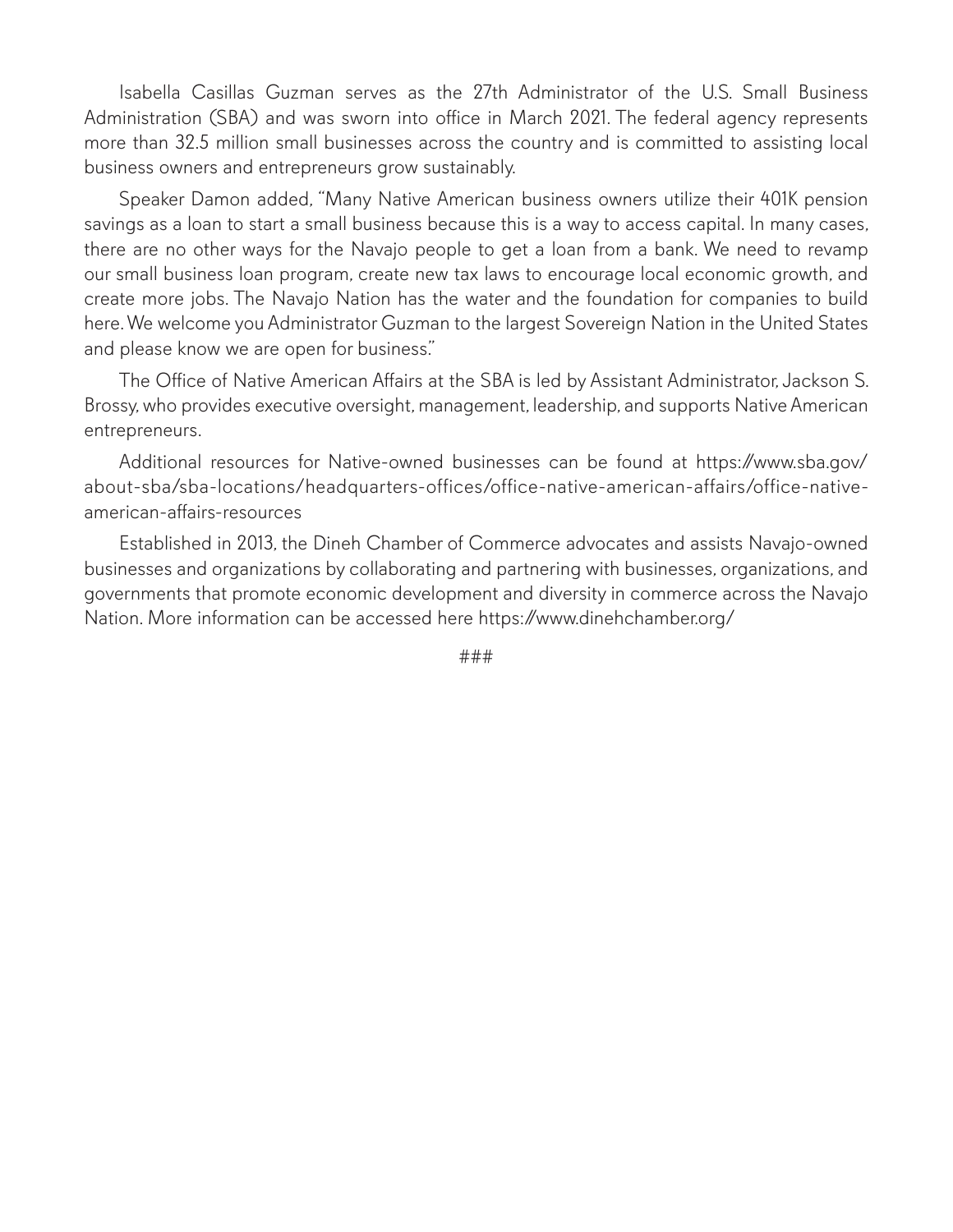Isabella Casillas Guzman serves as the 27th Administrator of the U.S. Small Business Administration (SBA) and was sworn into office in March 2021. The federal agency represents more than 32.5 million small businesses across the country and is committed to assisting local business owners and entrepreneurs grow sustainably.

Speaker Damon added, "Many Native American business owners utilize their 401K pension savings as a loan to start a small business because this is a way to access capital. In many cases, there are no other ways for the Navajo people to get a loan from a bank. We need to revamp our small business loan program, create new tax laws to encourage local economic growth, and create more jobs. The Navajo Nation has the water and the foundation for companies to build here. We welcome you Administrator Guzman to the largest Sovereign Nation in the United States and please know we are open for business."

The Office of Native American Affairs at the SBA is led by Assistant Administrator, Jackson S. Brossy, who provides executive oversight, management, leadership, and supports Native American entrepreneurs.

Additional resources for Native-owned businesses can be found at https://www.sba.gov/about-sba/sba-locations/headquarters-offices/office-native-american-affairs/office-native-american-affairs-resources

Established in 2013, the Dineh Chamber of Commerce advocates and assists Navajo-owned businesses and organizations by collaborating and partnering with businesses, organizations, and governments that promote economic development and diversity in commerce across the Navajo Nation. More information can be accessed here https://www.dinehchamber.org/

###